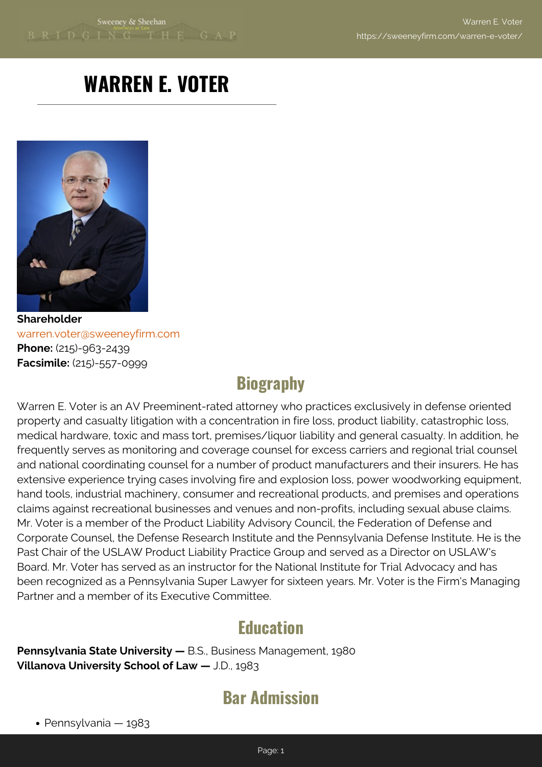# WARREN E. VOTER

**Shareholder**
warren.voter@sweeneyfirm.com
**Phone:** (215)-963-2439
**Facsimile:** (215)-557-0999

## Biography

Warren E. Voter is an AV Preeminent-rated attorney who practices exclusively in defense oriented property and casualty litigation with a concentration in fire loss, product liability, catastrophic loss, medical hardware, toxic and mass tort, premises/liquor liability and general casualty. In addition, he frequently serves as monitoring and coverage counsel for excess carriers and regional trial counsel and national coordinating counsel for a number of product manufacturers and their insurers. He has extensive experience trying cases involving fire and explosion loss, power woodworking equipment, hand tools, industrial machinery, consumer and recreational products, and premises and operations claims against recreational businesses and venues and non-profits, including sexual abuse claims. Mr. Voter is a member of the Product Liability Advisory Council, the Federation of Defense and Corporate Counsel, the Defense Research Institute and the Pennsylvania Defense Institute. He is the Past Chair of the USLAW Product Liability Practice Group and served as a Director on USLAW's Board. Mr. Voter has served as an instructor for the National Institute for Trial Advocacy and has been recognized as a Pennsylvania Super Lawyer for sixteen years. Mr. Voter is the Firm's Managing Partner and a member of its Executive Committee.

## Education

**Pennsylvania State University —** B.S., Business Management, 1980
**Villanova University School of Law —** J.D., 1983

## Bar Admission

- Pennsylvania — 1983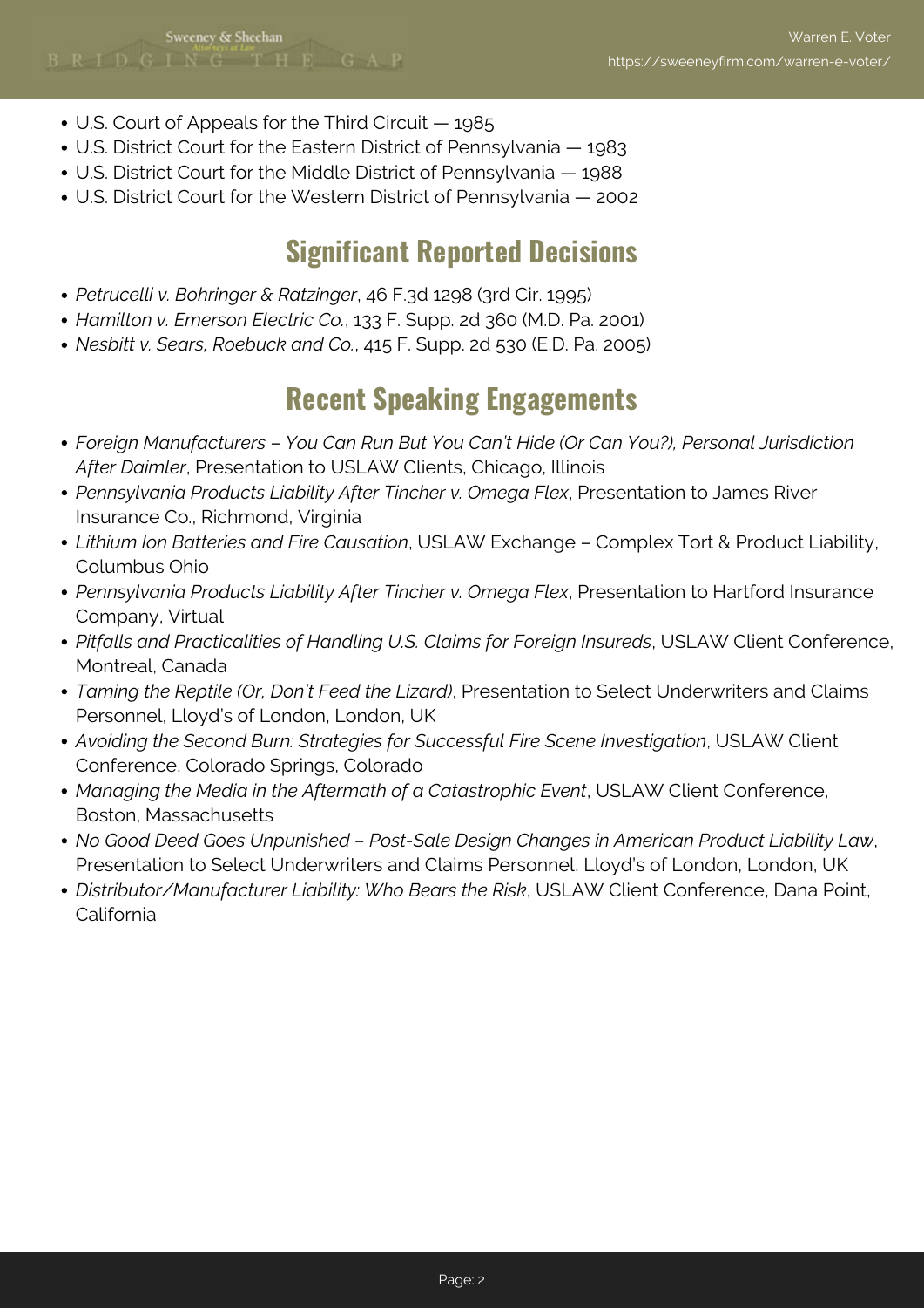- U.S. Court of Appeals for the Third Circuit — 1985
- U.S. District Court for the Eastern District of Pennsylvania — 1983
- U.S. District Court for the Middle District of Pennsylvania — 1988
- U.S. District Court for the Western District of Pennsylvania — 2002

## Significant Reported Decisions

- *Petrucelli v. Bohringer & Ratzinger*, 46 F.3d 1298 (3rd Cir. 1995)
- *Hamilton v. Emerson Electric Co.*, 133 F. Supp. 2d 360 (M.D. Pa. 2001)
- *Nesbitt v. Sears, Roebuck and Co.*, 415 F. Supp. 2d 530 (E.D. Pa. 2005)

## Recent Speaking Engagements

- *Foreign Manufacturers – You Can Run But You Can't Hide (Or Can You?), Personal Jurisdiction After Daimler*, Presentation to USLAW Clients, Chicago, Illinois
- *Pennsylvania Products Liability After Tincher v. Omega Flex*, Presentation to James River Insurance Co., Richmond, Virginia
- *Lithium Ion Batteries and Fire Causation*, USLAW Exchange – Complex Tort & Product Liability, Columbus Ohio
- *Pennsylvania Products Liability After Tincher v. Omega Flex*, Presentation to Hartford Insurance Company, Virtual
- *Pitfalls and Practicalities of Handling U.S. Claims for Foreign Insureds*, USLAW Client Conference, Montreal, Canada
- *Taming the Reptile (Or, Don't Feed the Lizard)*, Presentation to Select Underwriters and Claims Personnel, Lloyd's of London, London, UK
- *Avoiding the Second Burn: Strategies for Successful Fire Scene Investigation*, USLAW Client Conference, Colorado Springs, Colorado
- *Managing the Media in the Aftermath of a Catastrophic Event*, USLAW Client Conference, Boston, Massachusetts
- *No Good Deed Goes Unpunished – Post-Sale Design Changes in American Product Liability Law*, Presentation to Select Underwriters and Claims Personnel, Lloyd's of London, London, UK
- *Distributor/Manufacturer Liability: Who Bears the Risk*, USLAW Client Conference, Dana Point, California